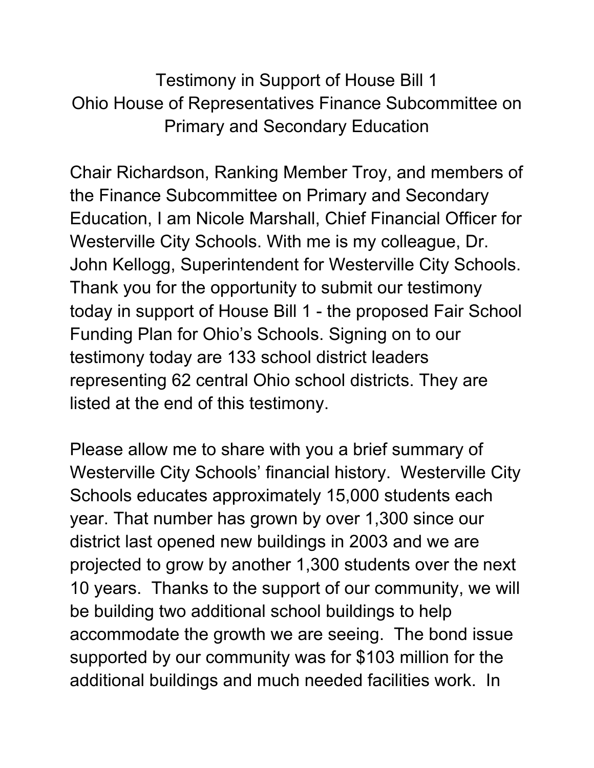# Testimony in Support of House Bill 1
## Ohio House of Representatives Finance Subcommittee on Primary and Secondary Education

Chair Richardson, Ranking Member Troy, and members of the Finance Subcommittee on Primary and Secondary Education, I am Nicole Marshall, Chief Financial Officer for Westerville City Schools. With me is my colleague, Dr. John Kellogg, Superintendent for Westerville City Schools. Thank you for the opportunity to submit our testimony today in support of House Bill 1 - the proposed Fair School Funding Plan for Ohio's Schools. Signing on to our testimony today are 133 school district leaders representing 62 central Ohio school districts. They are listed at the end of this testimony.

Please allow me to share with you a brief summary of Westerville City Schools' financial history. Westerville City Schools educates approximately 15,000 students each year. That number has grown by over 1,300 since our district last opened new buildings in 2003 and we are projected to grow by another 1,300 students over the next 10 years. Thanks to the support of our community, we will be building two additional school buildings to help accommodate the growth we are seeing. The bond issue supported by our community was for $103 million for the additional buildings and much needed facilities work. In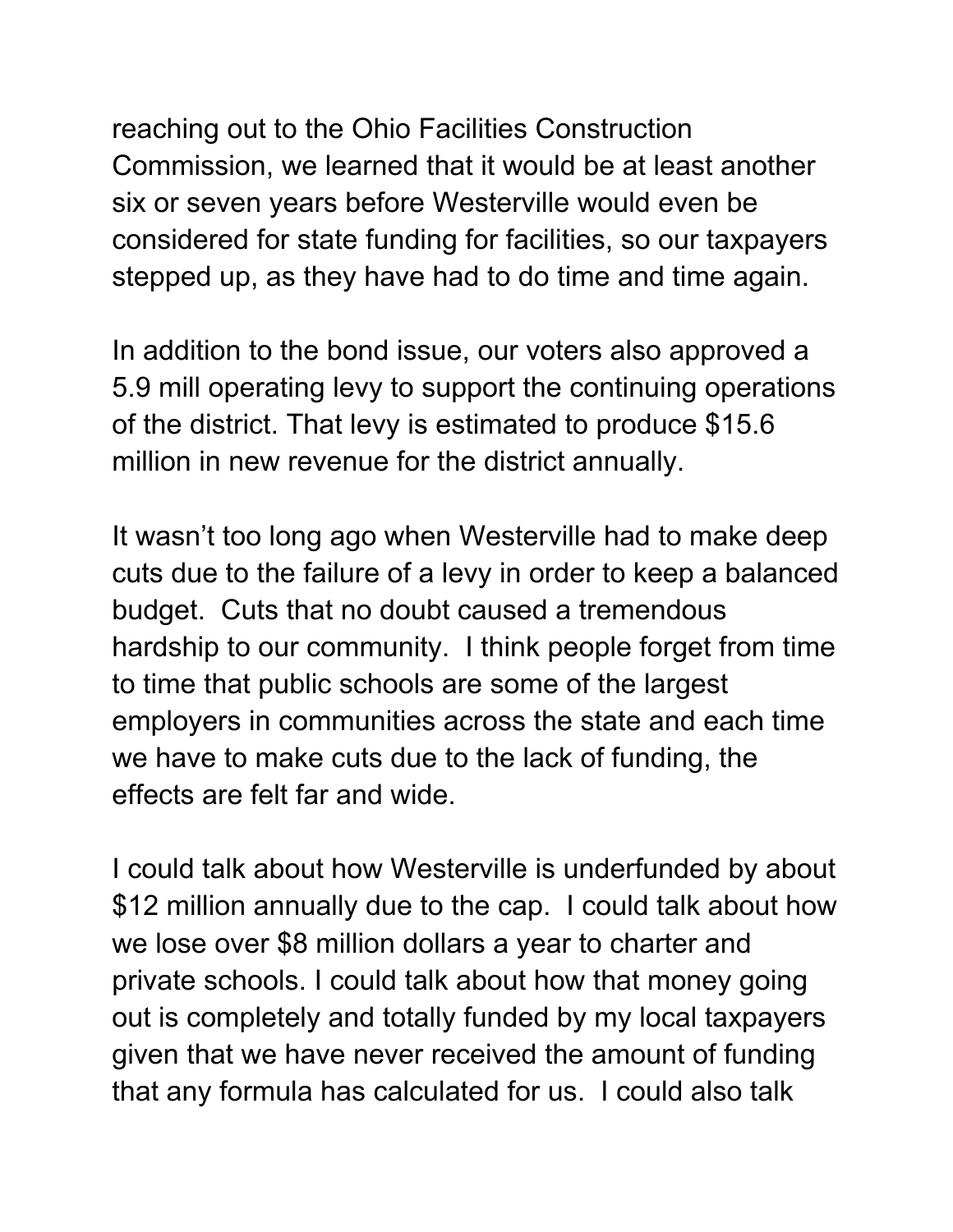reaching out to the Ohio Facilities Construction Commission, we learned that it would be at least another six or seven years before Westerville would even be considered for state funding for facilities, so our taxpayers stepped up, as they have had to do time and time again.

In addition to the bond issue, our voters also approved a 5.9 mill operating levy to support the continuing operations of the district. That levy is estimated to produce $15.6 million in new revenue for the district annually.

It wasn't too long ago when Westerville had to make deep cuts due to the failure of a levy in order to keep a balanced budget. Cuts that no doubt caused a tremendous hardship to our community. I think people forget from time to time that public schools are some of the largest employers in communities across the state and each time we have to make cuts due to the lack of funding, the effects are felt far and wide.

I could talk about how Westerville is underfunded by about $12 million annually due to the cap. I could talk about how we lose over $8 million dollars a year to charter and private schools. I could talk about how that money going out is completely and totally funded by my local taxpayers given that we have never received the amount of funding that any formula has calculated for us. I could also talk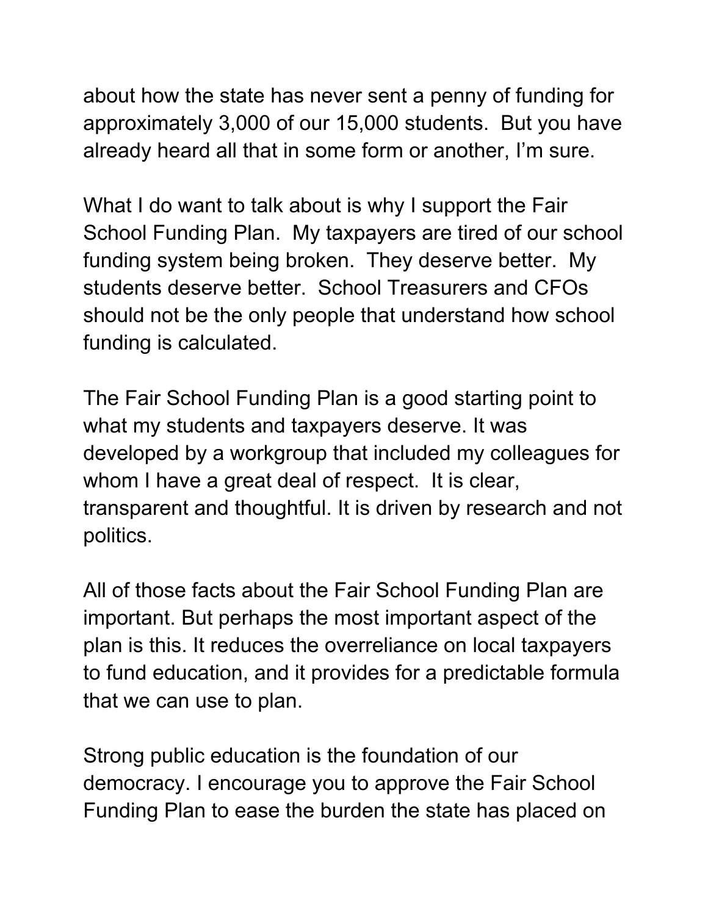about how the state has never sent a penny of funding for approximately 3,000 of our 15,000 students. But you have already heard all that in some form or another, I'm sure.

What I do want to talk about is why I support the Fair School Funding Plan. My taxpayers are tired of our school funding system being broken. They deserve better. My students deserve better. School Treasurers and CFOs should not be the only people that understand how school funding is calculated.

The Fair School Funding Plan is a good starting point to what my students and taxpayers deserve. It was developed by a workgroup that included my colleagues for whom I have a great deal of respect. It is clear, transparent and thoughtful. It is driven by research and not politics.

All of those facts about the Fair School Funding Plan are important. But perhaps the most important aspect of the plan is this. It reduces the overreliance on local taxpayers to fund education, and it provides for a predictable formula that we can use to plan.

Strong public education is the foundation of our democracy. I encourage you to approve the Fair School Funding Plan to ease the burden the state has placed on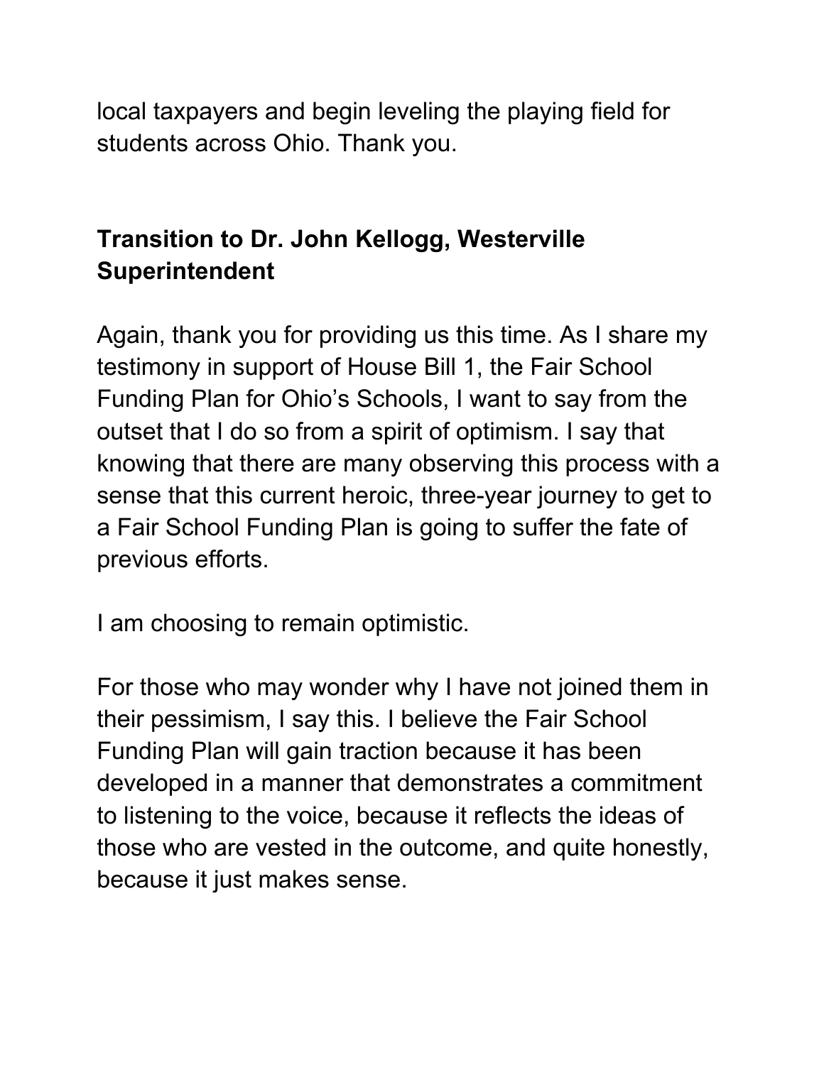local taxpayers and begin leveling the playing field for students across Ohio. Thank you.

**Transition to Dr. John Kellogg, Westerville Superintendent**

Again, thank you for providing us this time. As I share my testimony in support of House Bill 1, the Fair School Funding Plan for Ohio's Schools, I want to say from the outset that I do so from a spirit of optimism. I say that knowing that there are many observing this process with a sense that this current heroic, three-year journey to get to a Fair School Funding Plan is going to suffer the fate of previous efforts.

I am choosing to remain optimistic.

For those who may wonder why I have not joined them in their pessimism, I say this. I believe the Fair School Funding Plan will gain traction because it has been developed in a manner that demonstrates a commitment to listening to the voice, because it reflects the ideas of those who are vested in the outcome, and quite honestly, because it just makes sense.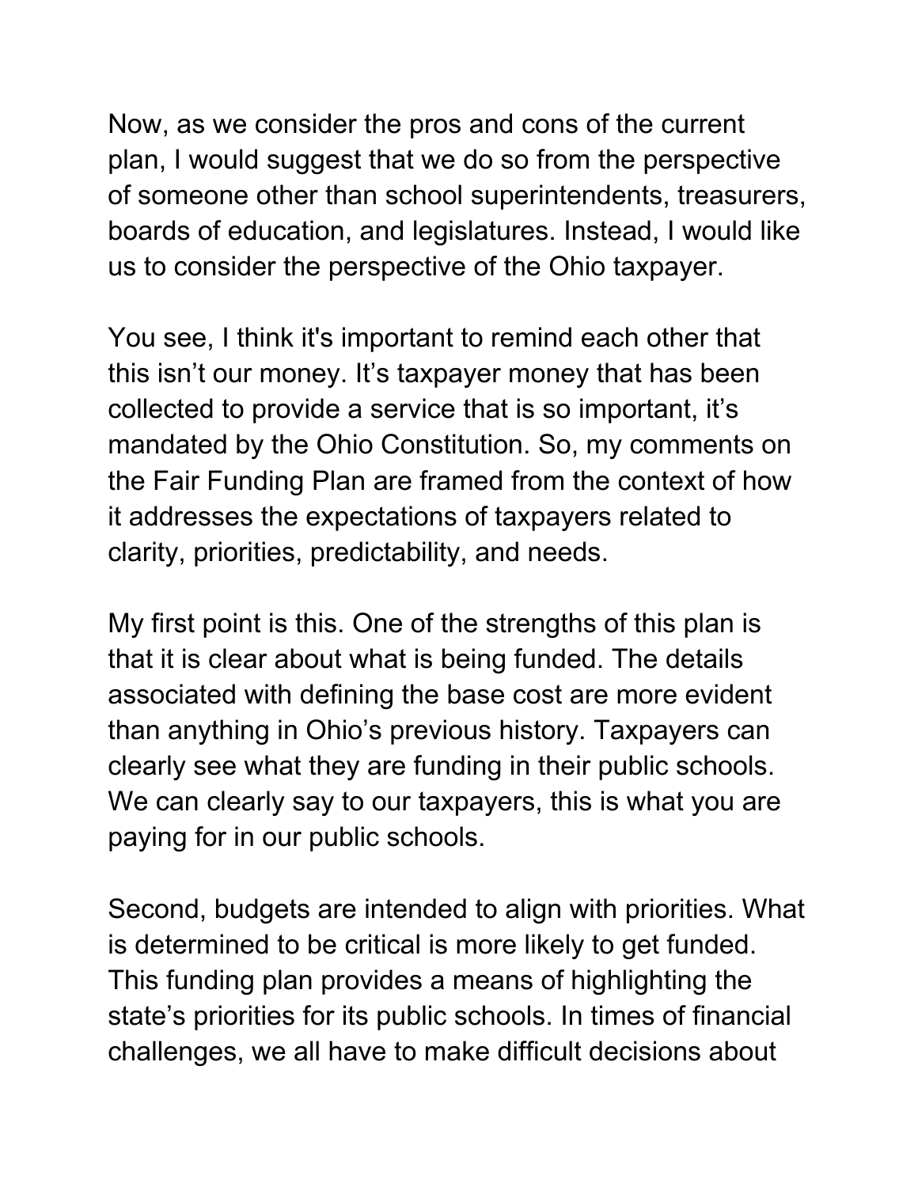Now, as we consider the pros and cons of the current plan, I would suggest that we do so from the perspective of someone other than school superintendents, treasurers, boards of education, and legislatures. Instead, I would like us to consider the perspective of the Ohio taxpayer.

You see, I think it's important to remind each other that this isn't our money. It's taxpayer money that has been collected to provide a service that is so important, it's mandated by the Ohio Constitution. So, my comments on the Fair Funding Plan are framed from the context of how it addresses the expectations of taxpayers related to clarity, priorities, predictability, and needs.

My first point is this. One of the strengths of this plan is that it is clear about what is being funded. The details associated with defining the base cost are more evident than anything in Ohio's previous history. Taxpayers can clearly see what they are funding in their public schools. We can clearly say to our taxpayers, this is what you are paying for in our public schools.

Second, budgets are intended to align with priorities. What is determined to be critical is more likely to get funded. This funding plan provides a means of highlighting the state's priorities for its public schools. In times of financial challenges, we all have to make difficult decisions about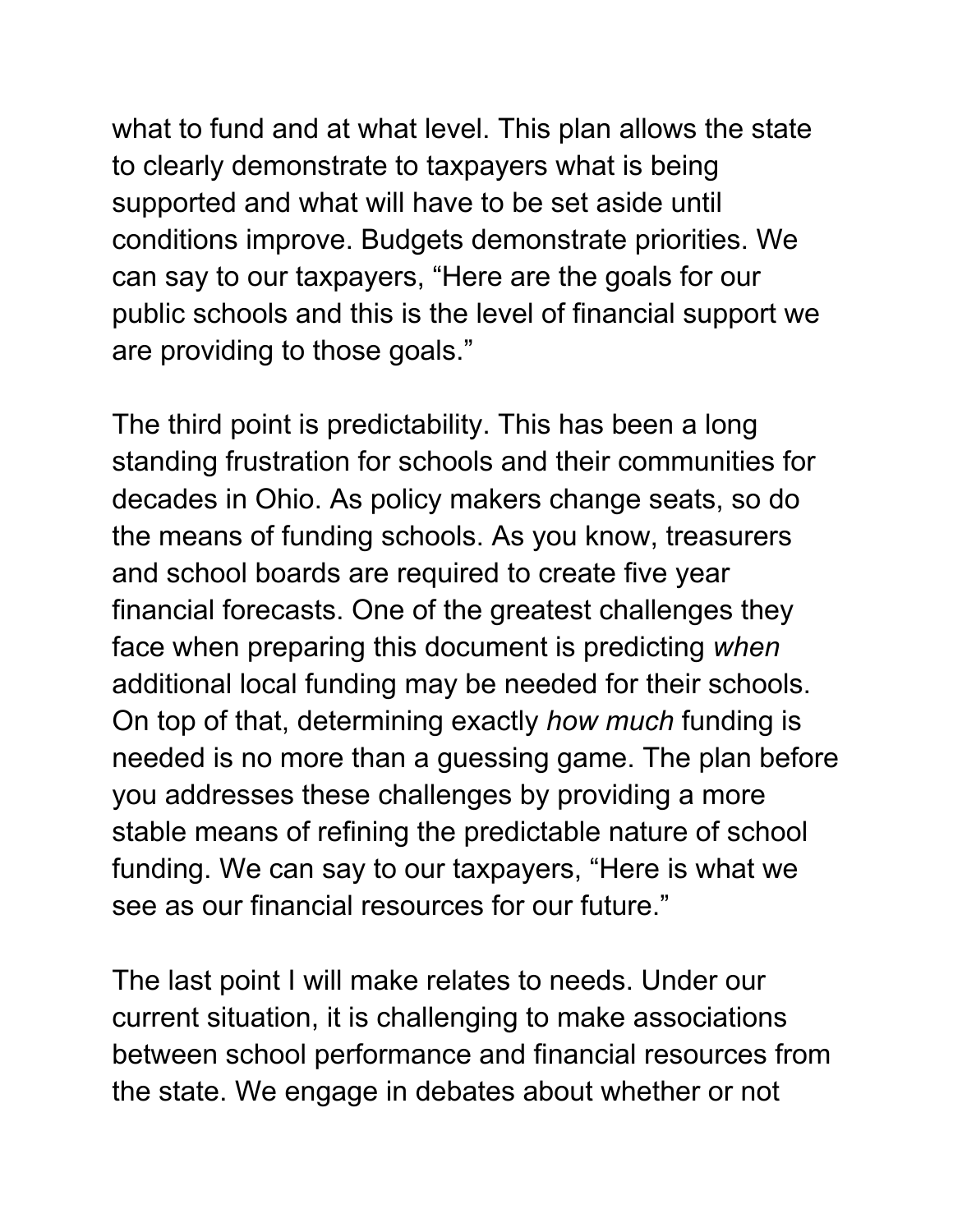what to fund and at what level. This plan allows the state to clearly demonstrate to taxpayers what is being supported and what will have to be set aside until conditions improve. Budgets demonstrate priorities. We can say to our taxpayers, “Here are the goals for our public schools and this is the level of financial support we are providing to those goals.”

The third point is predictability. This has been a long standing frustration for schools and their communities for decades in Ohio. As policy makers change seats, so do the means of funding schools. As you know, treasurers and school boards are required to create five year financial forecasts. One of the greatest challenges they face when preparing this document is predicting *when* additional local funding may be needed for their schools. On top of that, determining exactly *how much* funding is needed is no more than a guessing game. The plan before you addresses these challenges by providing a more stable means of refining the predictable nature of school funding. We can say to our taxpayers, “Here is what we see as our financial resources for our future.”

The last point I will make relates to needs. Under our current situation, it is challenging to make associations between school performance and financial resources from the state. We engage in debates about whether or not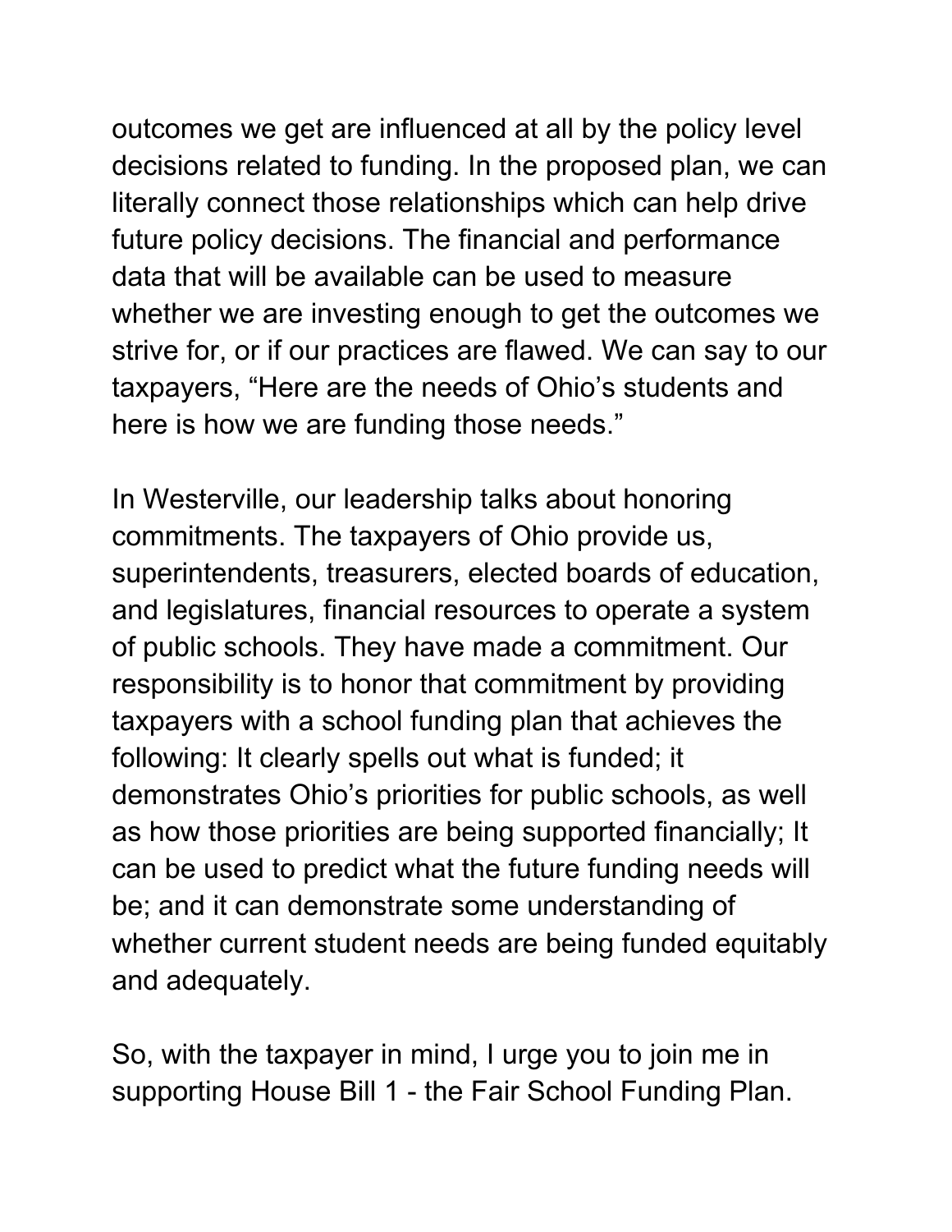outcomes we get are influenced at all by the policy level decisions related to funding. In the proposed plan, we can literally connect those relationships which can help drive future policy decisions. The financial and performance data that will be available can be used to measure whether we are investing enough to get the outcomes we strive for, or if our practices are flawed. We can say to our taxpayers, "Here are the needs of Ohio's students and here is how we are funding those needs."

In Westerville, our leadership talks about honoring commitments. The taxpayers of Ohio provide us, superintendents, treasurers, elected boards of education, and legislatures, financial resources to operate a system of public schools. They have made a commitment. Our responsibility is to honor that commitment by providing taxpayers with a school funding plan that achieves the following: It clearly spells out what is funded; it demonstrates Ohio's priorities for public schools, as well as how those priorities are being supported financially; It can be used to predict what the future funding needs will be; and it can demonstrate some understanding of whether current student needs are being funded equitably and adequately.

So, with the taxpayer in mind, I urge you to join me in supporting House Bill 1 - the Fair School Funding Plan.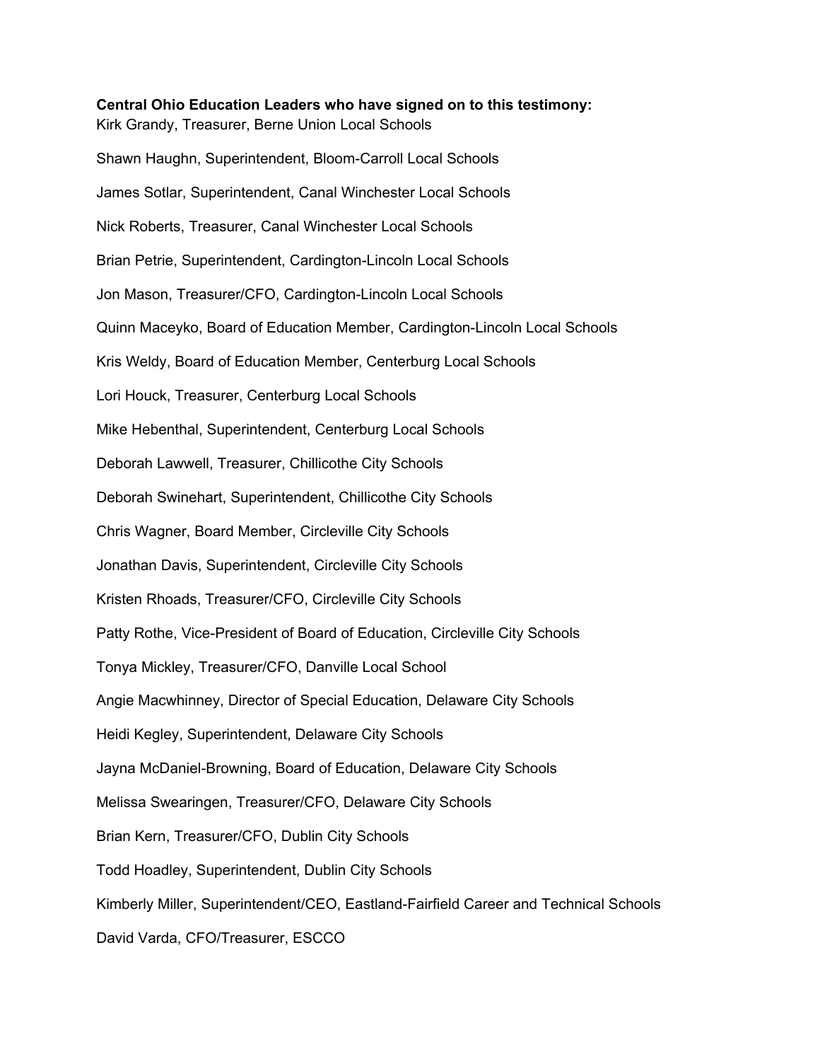**Central Ohio Education Leaders who have signed on to this testimony:**

Kirk Grandy, Treasurer, Berne Union Local Schools

Shawn Haughn, Superintendent, Bloom-Carroll Local Schools

James Sotlar, Superintendent, Canal Winchester Local Schools

Nick Roberts, Treasurer, Canal Winchester Local Schools

Brian Petrie, Superintendent, Cardington-Lincoln Local Schools

Jon Mason, Treasurer/CFO, Cardington-Lincoln Local Schools

Quinn Maceyko, Board of Education Member, Cardington-Lincoln Local Schools

Kris Weldy, Board of Education Member, Centerburg Local Schools

Lori Houck, Treasurer, Centerburg Local Schools

Mike Hebenthal, Superintendent, Centerburg Local Schools

Deborah Lawwell, Treasurer, Chillicothe City Schools

Deborah Swinehart, Superintendent, Chillicothe City Schools

Chris Wagner, Board Member, Circleville City Schools

Jonathan Davis, Superintendent, Circleville City Schools

Kristen Rhoads, Treasurer/CFO, Circleville City Schools

Patty Rothe, Vice-President of Board of Education, Circleville City Schools

Tonya Mickley, Treasurer/CFO, Danville Local School

Angie Macwhinney, Director of Special Education, Delaware City Schools

Heidi Kegley, Superintendent, Delaware City Schools

Jayna McDaniel-Browning, Board of Education, Delaware City Schools

Melissa Swearingen, Treasurer/CFO, Delaware City Schools

Brian Kern, Treasurer/CFO, Dublin City Schools

Todd Hoadley, Superintendent, Dublin City Schools

Kimberly Miller, Superintendent/CEO, Eastland-Fairfield Career and Technical Schools

David Varda, CFO/Treasurer, ESCCO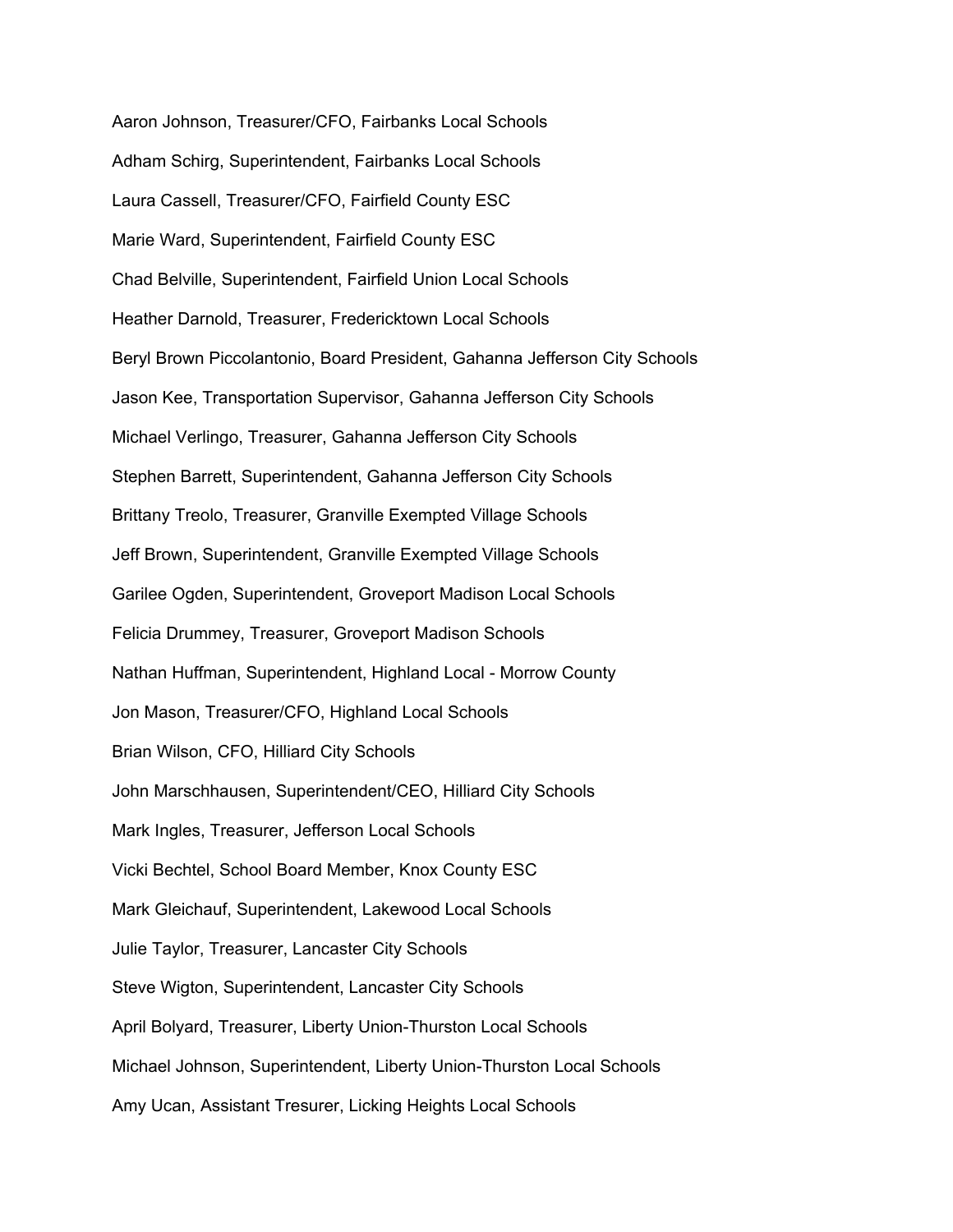Aaron Johnson, Treasurer/CFO, Fairbanks Local Schools

Adham Schirg, Superintendent, Fairbanks Local Schools

Laura Cassell, Treasurer/CFO, Fairfield County ESC

Marie Ward, Superintendent, Fairfield County ESC

Chad Belville, Superintendent, Fairfield Union Local Schools

Heather Darnold, Treasurer, Fredericktown Local Schools

Beryl Brown Piccolantonio, Board President, Gahanna Jefferson City Schools

Jason Kee, Transportation Supervisor, Gahanna Jefferson City Schools

Michael Verlingo, Treasurer, Gahanna Jefferson City Schools

Stephen Barrett, Superintendent, Gahanna Jefferson City Schools

Brittany Treolo, Treasurer, Granville Exempted Village Schools

Jeff Brown, Superintendent, Granville Exempted Village Schools

Garilee Ogden, Superintendent, Groveport Madison Local Schools

Felicia Drummey, Treasurer, Groveport Madison Schools

Nathan Huffman, Superintendent, Highland Local - Morrow County

Jon Mason, Treasurer/CFO, Highland Local Schools

Brian Wilson, CFO, Hilliard City Schools

John Marschhausen, Superintendent/CEO, Hilliard City Schools

Mark Ingles, Treasurer, Jefferson Local Schools

Vicki Bechtel, School Board Member, Knox County ESC

Mark Gleichauf, Superintendent, Lakewood Local Schools

Julie Taylor, Treasurer, Lancaster City Schools

Steve Wigton, Superintendent, Lancaster City Schools

April Bolyard, Treasurer, Liberty Union-Thurston Local Schools

Michael Johnson, Superintendent, Liberty Union-Thurston Local Schools

Amy Ucan, Assistant Tresurer, Licking Heights Local Schools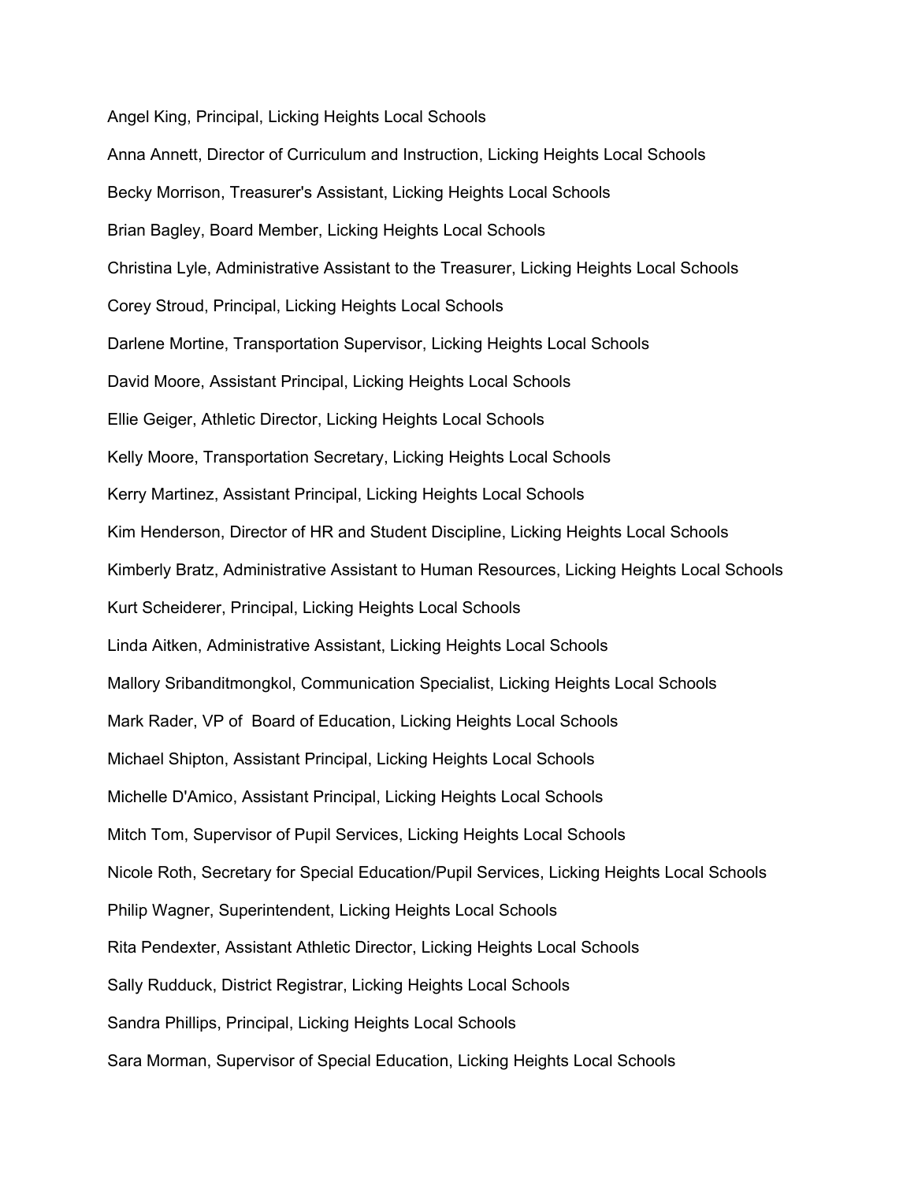Angel King, Principal, Licking Heights Local Schools

Anna Annett, Director of Curriculum and Instruction, Licking Heights Local Schools

Becky Morrison, Treasurer's Assistant, Licking Heights Local Schools

Brian Bagley, Board Member, Licking Heights Local Schools

Christina Lyle, Administrative Assistant to the Treasurer, Licking Heights Local Schools

Corey Stroud, Principal, Licking Heights Local Schools

Darlene Mortine, Transportation Supervisor, Licking Heights Local Schools

David Moore, Assistant Principal, Licking Heights Local Schools

Ellie Geiger, Athletic Director, Licking Heights Local Schools

Kelly Moore, Transportation Secretary, Licking Heights Local Schools

Kerry Martinez, Assistant Principal, Licking Heights Local Schools

Kim Henderson, Director of HR and Student Discipline, Licking Heights Local Schools

Kimberly Bratz, Administrative Assistant to Human Resources, Licking Heights Local Schools

Kurt Scheiderer, Principal, Licking Heights Local Schools

Linda Aitken, Administrative Assistant, Licking Heights Local Schools

Mallory Sribanditmongkol, Communication Specialist, Licking Heights Local Schools

Mark Rader, VP of Board of Education, Licking Heights Local Schools

Michael Shipton, Assistant Principal, Licking Heights Local Schools

Michelle D'Amico, Assistant Principal, Licking Heights Local Schools

Mitch Tom, Supervisor of Pupil Services, Licking Heights Local Schools

Nicole Roth, Secretary for Special Education/Pupil Services, Licking Heights Local Schools

Philip Wagner, Superintendent, Licking Heights Local Schools

Rita Pendexter, Assistant Athletic Director, Licking Heights Local Schools

Sally Rudduck, District Registrar, Licking Heights Local Schools

Sandra Phillips, Principal, Licking Heights Local Schools

Sara Morman, Supervisor of Special Education, Licking Heights Local Schools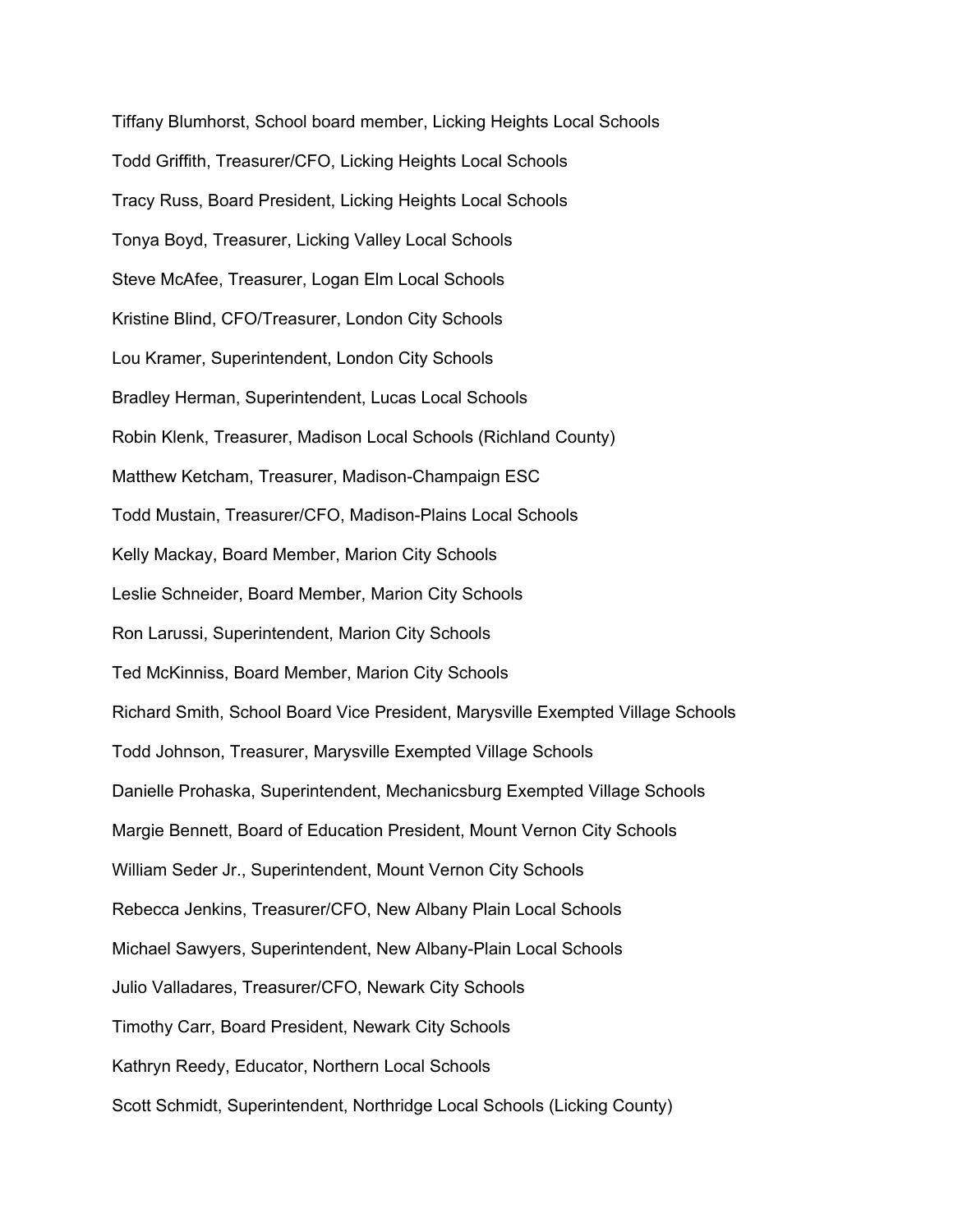Tiffany Blumhorst, School board member, Licking Heights Local Schools

Todd Griffith, Treasurer/CFO, Licking Heights Local Schools

Tracy Russ, Board President, Licking Heights Local Schools

Tonya Boyd, Treasurer, Licking Valley Local Schools

Steve McAfee, Treasurer, Logan Elm Local Schools

Kristine Blind, CFO/Treasurer, London City Schools

Lou Kramer, Superintendent, London City Schools

Bradley Herman, Superintendent, Lucas Local Schools

Robin Klenk, Treasurer, Madison Local Schools (Richland County)

Matthew Ketcham, Treasurer, Madison-Champaign ESC

Todd Mustain, Treasurer/CFO, Madison-Plains Local Schools

Kelly Mackay, Board Member, Marion City Schools

Leslie Schneider, Board Member, Marion City Schools

Ron Larussi, Superintendent, Marion City Schools

Ted McKinniss, Board Member, Marion City Schools

Richard Smith, School Board Vice President, Marysville Exempted Village Schools

Todd Johnson, Treasurer, Marysville Exempted Village Schools

Danielle Prohaska, Superintendent, Mechanicsburg Exempted Village Schools

Margie Bennett, Board of Education President, Mount Vernon City Schools

William Seder Jr., Superintendent, Mount Vernon City Schools

Rebecca Jenkins, Treasurer/CFO, New Albany Plain Local Schools

Michael Sawyers, Superintendent, New Albany-Plain Local Schools

Julio Valladares, Treasurer/CFO, Newark City Schools

Timothy Carr, Board President, Newark City Schools

Kathryn Reedy, Educator, Northern Local Schools

Scott Schmidt, Superintendent, Northridge Local Schools (Licking County)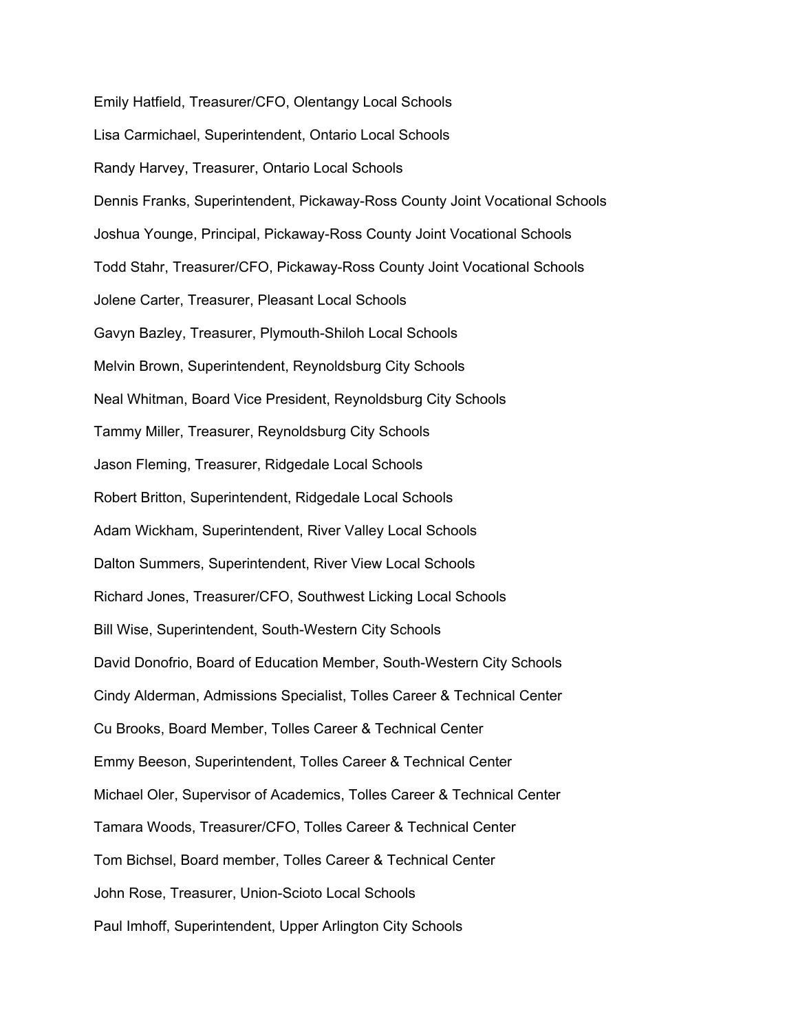Emily Hatfield, Treasurer/CFO, Olentangy Local Schools

Lisa Carmichael, Superintendent, Ontario Local Schools

Randy Harvey, Treasurer, Ontario Local Schools

Dennis Franks, Superintendent, Pickaway-Ross County Joint Vocational Schools

Joshua Younge, Principal, Pickaway-Ross County Joint Vocational Schools

Todd Stahr, Treasurer/CFO, Pickaway-Ross County Joint Vocational Schools

Jolene Carter, Treasurer, Pleasant Local Schools

Gavyn Bazley, Treasurer, Plymouth-Shiloh Local Schools

Melvin Brown, Superintendent, Reynoldsburg City Schools

Neal Whitman, Board Vice President, Reynoldsburg City Schools

Tammy Miller, Treasurer, Reynoldsburg City Schools

Jason Fleming, Treasurer, Ridgedale Local Schools

Robert Britton, Superintendent, Ridgedale Local Schools

Adam Wickham, Superintendent, River Valley Local Schools

Dalton Summers, Superintendent, River View Local Schools

Richard Jones, Treasurer/CFO, Southwest Licking Local Schools

Bill Wise, Superintendent, South-Western City Schools

David Donofrio, Board of Education Member, South-Western City Schools

Cindy Alderman, Admissions Specialist, Tolles Career & Technical Center

Cu Brooks, Board Member, Tolles Career & Technical Center

Emmy Beeson, Superintendent, Tolles Career & Technical Center

Michael Oler, Supervisor of Academics, Tolles Career & Technical Center

Tamara Woods, Treasurer/CFO, Tolles Career & Technical Center

Tom Bichsel, Board member, Tolles Career & Technical Center

John Rose, Treasurer, Union-Scioto Local Schools

Paul Imhoff, Superintendent, Upper Arlington City Schools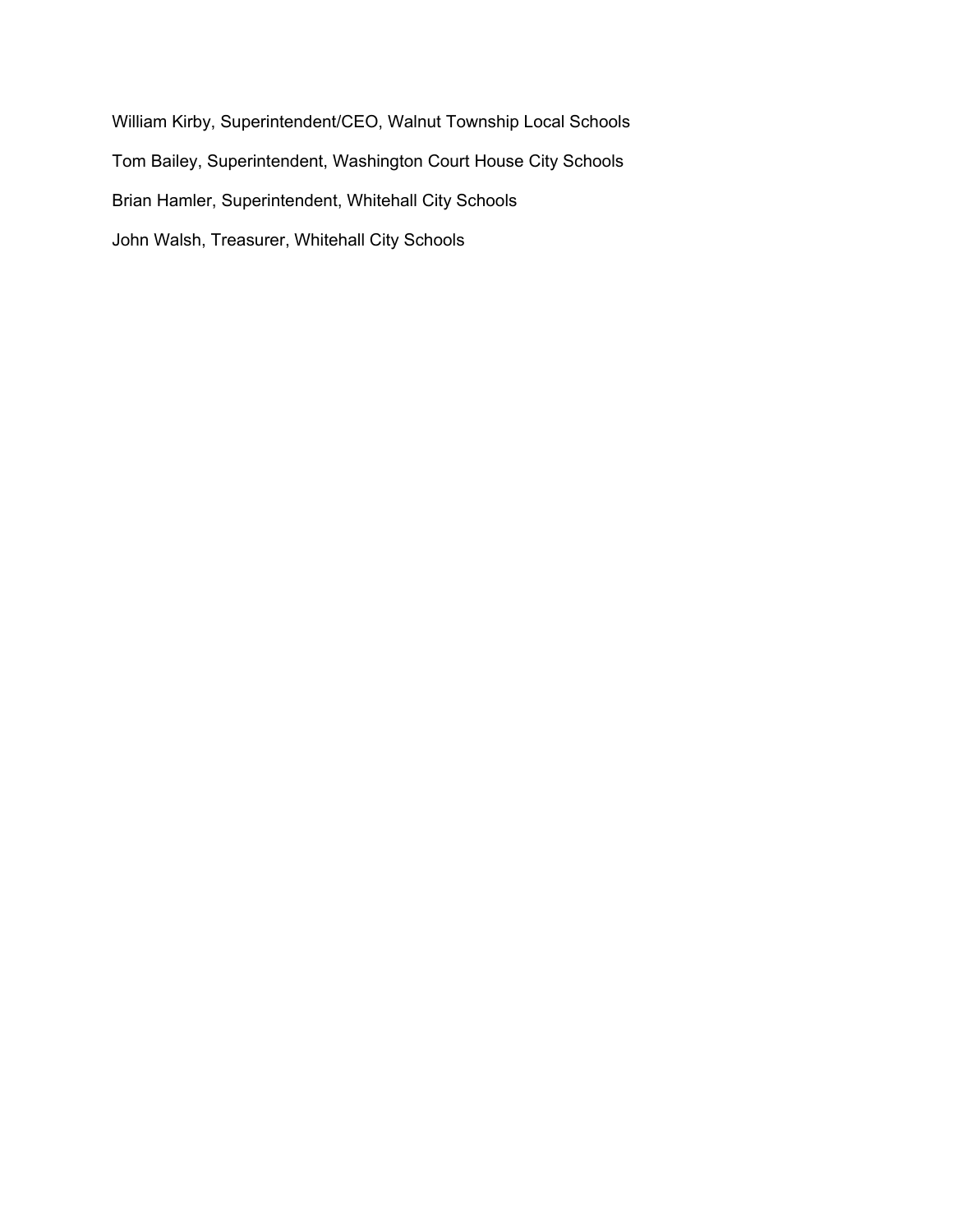William Kirby, Superintendent/CEO, Walnut Township Local Schools

Tom Bailey, Superintendent, Washington Court House City Schools

Brian Hamler, Superintendent, Whitehall City Schools

John Walsh, Treasurer, Whitehall City Schools